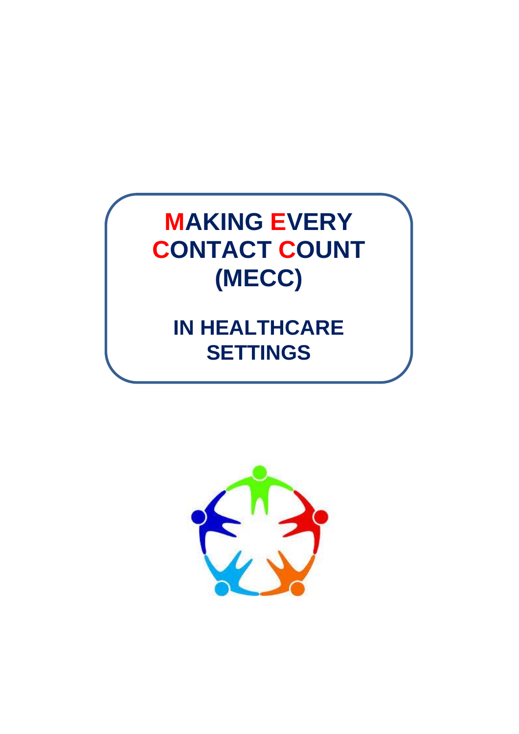# MAKING EVERY CONTACT COUNT (MECC)

## IN HEALTHCARE SETTINGS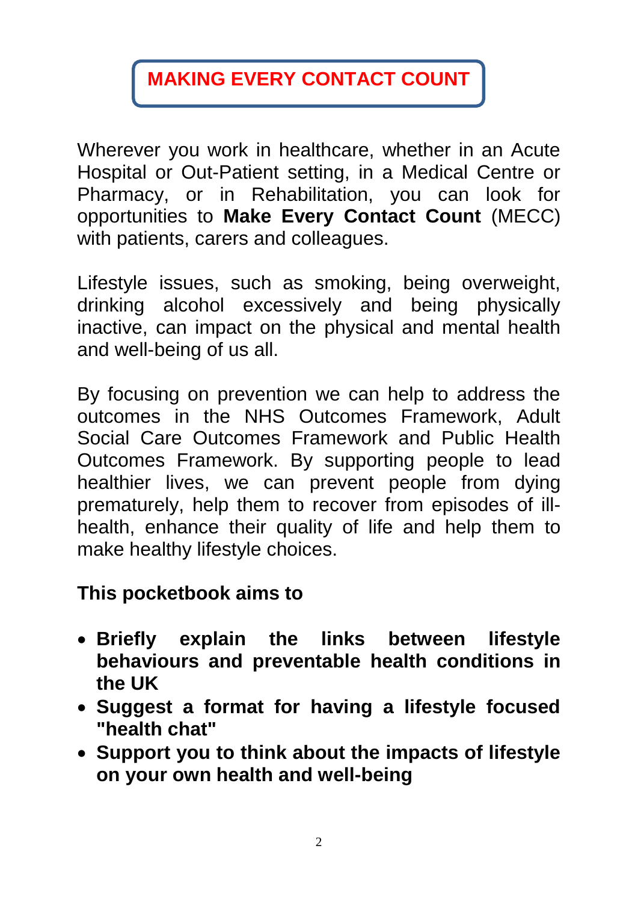# MAKING EVERY CONTACT COUNT

Wherever you work in healthcare, whether in an Acute Hospital or Out-Patient setting, in a Medical Centre or Pharmacy, or in Rehabilitation, you can look for opportunities to **Make Every Contact Count** (MECC) with patients, carers and colleagues.

Lifestyle issues, such as smoking, being overweight, drinking alcohol excessively and being physically inactive, can impact on the physical and mental health and well-being of us all.

By focusing on prevention we can help to address the outcomes in the NHS Outcomes Framework, Adult Social Care Outcomes Framework and Public Health Outcomes Framework. By supporting people to lead healthier lives, we can prevent people from dying prematurely, help them to recover from episodes of ill-health, enhance their quality of life and help them to make healthy lifestyle choices.

**This pocketbook aims to**

- **Briefly explain the links between lifestyle behaviours and preventable health conditions in the UK**
- **Suggest a format for having a lifestyle focused "health chat"**
- **Support you to think about the impacts of lifestyle on your own health and well-being**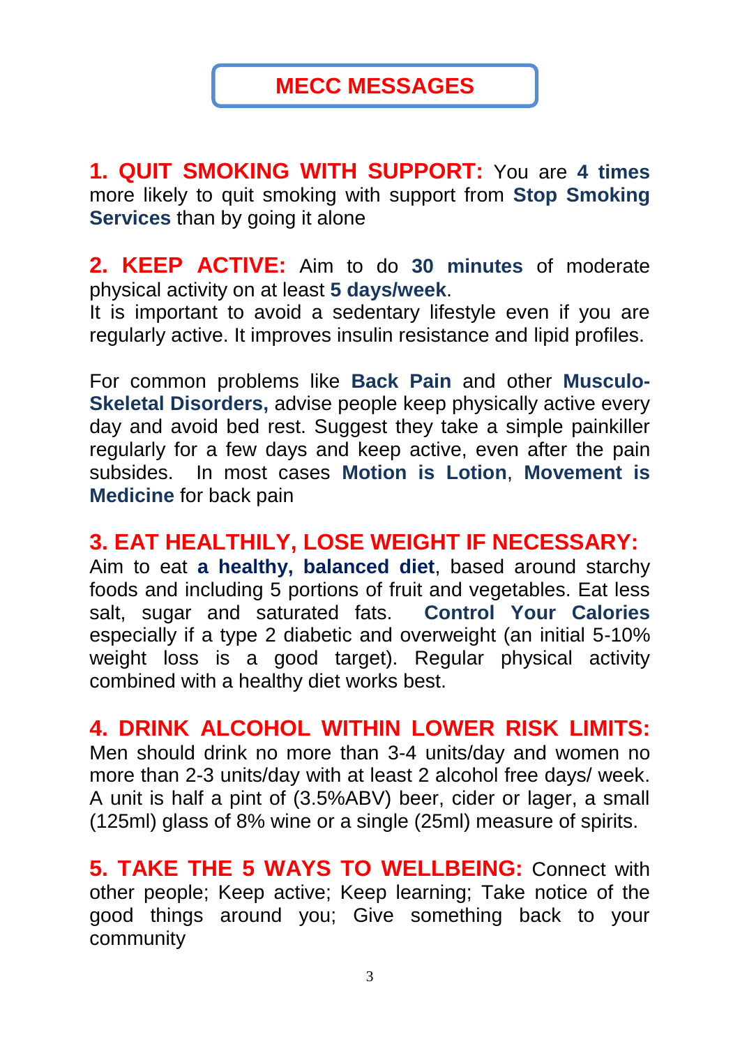# MECC MESSAGES

**1. QUIT SMOKING WITH SUPPORT:** You are **4 times** more likely to quit smoking with support from **Stop Smoking Services** than by going it alone

**2. KEEP ACTIVE:** Aim to do **30 minutes** of moderate physical activity on at least **5 days/week**.
It is important to avoid a sedentary lifestyle even if you are regularly active. It improves insulin resistance and lipid profiles.

For common problems like **Back Pain** and other **Musculo-Skeletal Disorders,** advise people keep physically active every day and avoid bed rest. Suggest they take a simple painkiller regularly for a few days and keep active, even after the pain subsides. In most cases **Motion is Lotion**, **Movement is Medicine** for back pain

**3. EAT HEALTHILY, LOSE WEIGHT IF NECESSARY:** Aim to eat **a healthy, balanced diet**, based around starchy foods and including 5 portions of fruit and vegetables. Eat less salt, sugar and saturated fats. **Control Your Calories** especially if a type 2 diabetic and overweight (an initial 5-10% weight loss is a good target). Regular physical activity combined with a healthy diet works best.

**4. DRINK ALCOHOL WITHIN LOWER RISK LIMITS:** Men should drink no more than 3-4 units/day and women no more than 2-3 units/day with at least 2 alcohol free days/ week. A unit is half a pint of (3.5%ABV) beer, cider or lager, a small (125ml) glass of 8% wine or a single (25ml) measure of spirits.

**5. TAKE THE 5 WAYS TO WELLBEING:** Connect with other people; Keep active; Keep learning; Take notice of the good things around you; Give something back to your community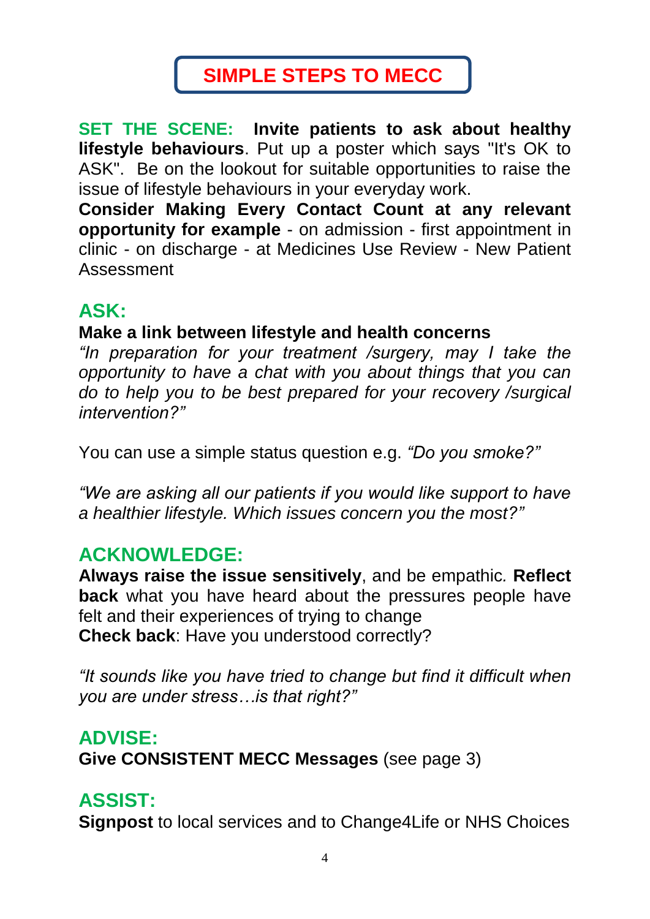# SIMPLE STEPS TO MECC

**SET THE SCENE: Invite patients to ask about healthy lifestyle behaviours**. Put up a poster which says "It's OK to ASK". Be on the lookout for suitable opportunities to raise the issue of lifestyle behaviours in your everyday work.
**Consider Making Every Contact Count at any relevant opportunity for example** - on admission - first appointment in clinic - on discharge - at Medicines Use Review - New Patient Assessment

## ASK:

**Make a link between lifestyle and health concerns**
*"In preparation for your treatment /surgery, may I take the opportunity to have a chat with you about things that you can do to help you to be best prepared for your recovery /surgical intervention?"*

You can use a simple status question e.g. *"Do you smoke?"*

*"We are asking all our patients if you would like support to have a healthier lifestyle. Which issues concern you the most?"*

## ACKNOWLEDGE:

**Always raise the issue sensitively**, and be empathic. **Reflect back** what you have heard about the pressures people have felt and their experiences of trying to change
**Check back**: Have you understood correctly?

*"It sounds like you have tried to change but find it difficult when you are under stress…is that right?"*

## ADVISE:

**Give CONSISTENT MECC Messages** (see page 3)

## ASSIST:

**Signpost** to local services and to Change4Life or NHS Choices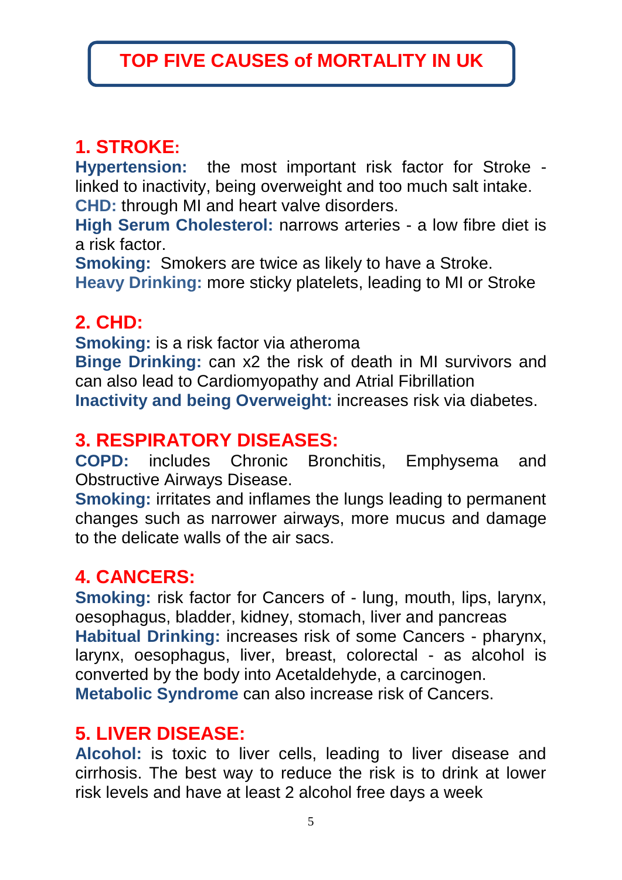# TOP FIVE CAUSES of MORTALITY IN UK

## 1. STROKE:

**Hypertension:** the most important risk factor for Stroke - linked to inactivity, being overweight and too much salt intake.
**CHD:** through MI and heart valve disorders.
**High Serum Cholesterol:** narrows arteries - a low fibre diet is a risk factor.
**Smoking:** Smokers are twice as likely to have a Stroke.
**Heavy Drinking:** more sticky platelets, leading to MI or Stroke

## 2. CHD:

**Smoking:** is a risk factor via atheroma
**Binge Drinking:** can x2 the risk of death in MI survivors and can also lead to Cardiomyopathy and Atrial Fibrillation
**Inactivity and being Overweight:** increases risk via diabetes.

## 3. RESPIRATORY DISEASES:

**COPD:** includes Chronic Bronchitis, Emphysema and Obstructive Airways Disease.
**Smoking:** irritates and inflames the lungs leading to permanent changes such as narrower airways, more mucus and damage to the delicate walls of the air sacs.

## 4. CANCERS:

**Smoking:** risk factor for Cancers of - lung, mouth, lips, larynx, oesophagus, bladder, kidney, stomach, liver and pancreas
**Habitual Drinking:** increases risk of some Cancers - pharynx, larynx, oesophagus, liver, breast, colorectal - as alcohol is converted by the body into Acetaldehyde, a carcinogen.
**Metabolic Syndrome** can also increase risk of Cancers.

## 5. LIVER DISEASE:

**Alcohol:** is toxic to liver cells, leading to liver disease and cirrhosis. The best way to reduce the risk is to drink at lower risk levels and have at least 2 alcohol free days a week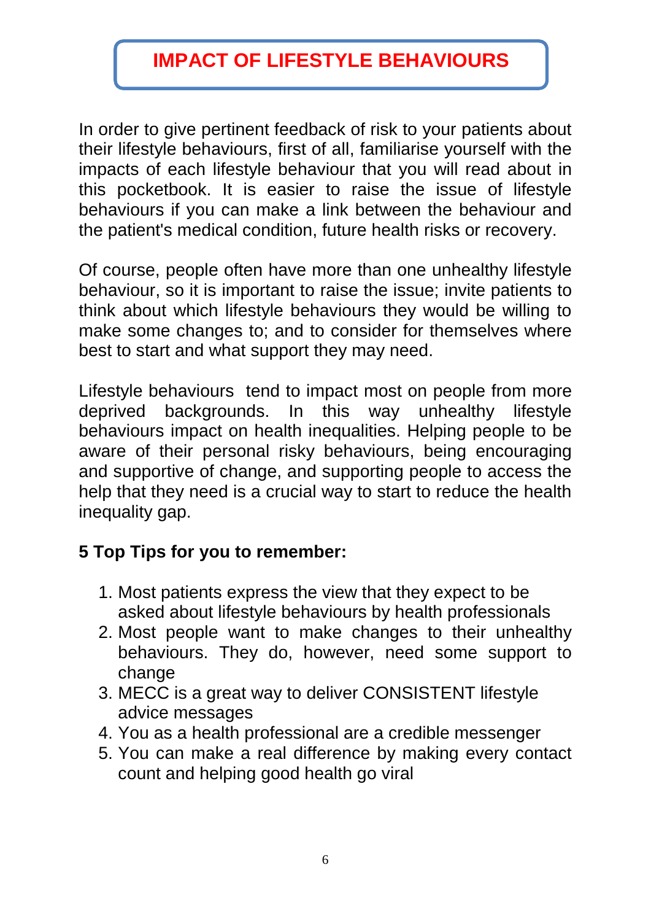# IMPACT OF LIFESTYLE BEHAVIOURS

In order to give pertinent feedback of risk to your patients about their lifestyle behaviours, first of all, familiarise yourself with the impacts of each lifestyle behaviour that you will read about in this pocketbook. It is easier to raise the issue of lifestyle behaviours if you can make a link between the behaviour and the patient's medical condition, future health risks or recovery.

Of course, people often have more than one unhealthy lifestyle behaviour, so it is important to raise the issue; invite patients to think about which lifestyle behaviours they would be willing to make some changes to; and to consider for themselves where best to start and what support they may need.

Lifestyle behaviours tend to impact most on people from more deprived backgrounds. In this way unhealthy lifestyle behaviours impact on health inequalities. Helping people to be aware of their personal risky behaviours, being encouraging and supportive of change, and supporting people to access the help that they need is a crucial way to start to reduce the health inequality gap.

**5 Top Tips for you to remember:**

1. Most patients express the view that they expect to be asked about lifestyle behaviours by health professionals
2. Most people want to make changes to their unhealthy behaviours. They do, however, need some support to change
3. MECC is a great way to deliver CONSISTENT lifestyle advice messages
4. You as a health professional are a credible messenger
5. You can make a real difference by making every contact count and helping good health go viral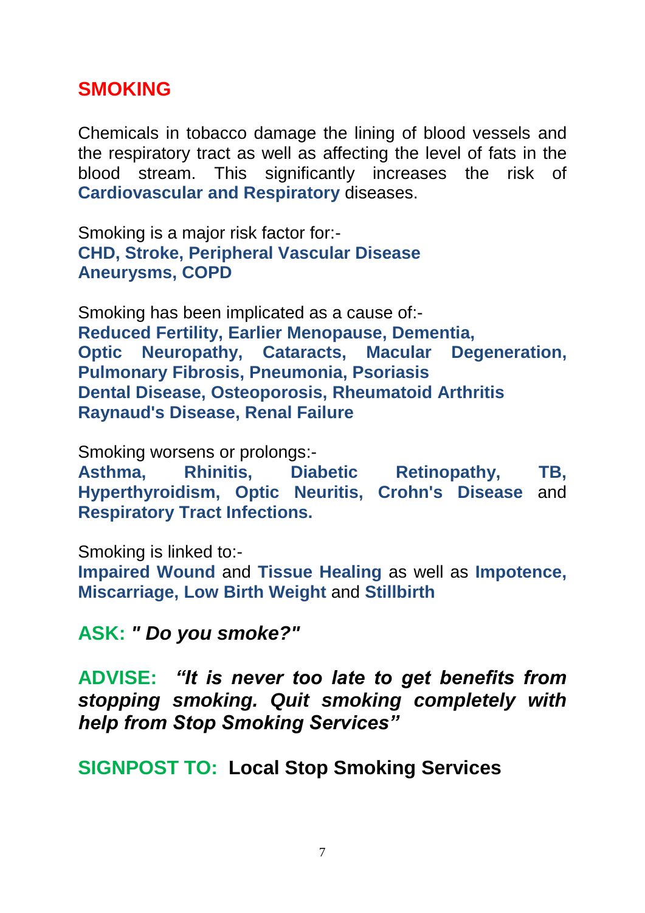## SMOKING

Chemicals in tobacco damage the lining of blood vessels and the respiratory tract as well as affecting the level of fats in the blood stream. This significantly increases the risk of **Cardiovascular and Respiratory** diseases.

Smoking is a major risk factor for:-
**CHD, Stroke, Peripheral Vascular Disease**
**Aneurysms, COPD**

Smoking has been implicated as a cause of:-
**Reduced Fertility, Earlier Menopause, Dementia, Optic Neuropathy, Cataracts, Macular Degeneration, Pulmonary Fibrosis, Pneumonia, Psoriasis**
**Dental Disease, Osteoporosis, Rheumatoid Arthritis**
**Raynaud's Disease, Renal Failure**

Smoking worsens or prolongs:-
**Asthma, Rhinitis, Diabetic Retinopathy, TB, Hyperthyroidism, Optic Neuritis, Crohn's Disease** and **Respiratory Tract Infections.**

Smoking is linked to:-
**Impaired Wound** and **Tissue Healing** as well as **Impotence, Miscarriage, Low Birth Weight** and **Stillbirth**

**ASK:** ***" Do you smoke?"***

**ADVISE:** ***"It is never too late to get benefits from stopping smoking. Quit smoking completely with help from Stop Smoking Services"***

**SIGNPOST TO: Local Stop Smoking Services**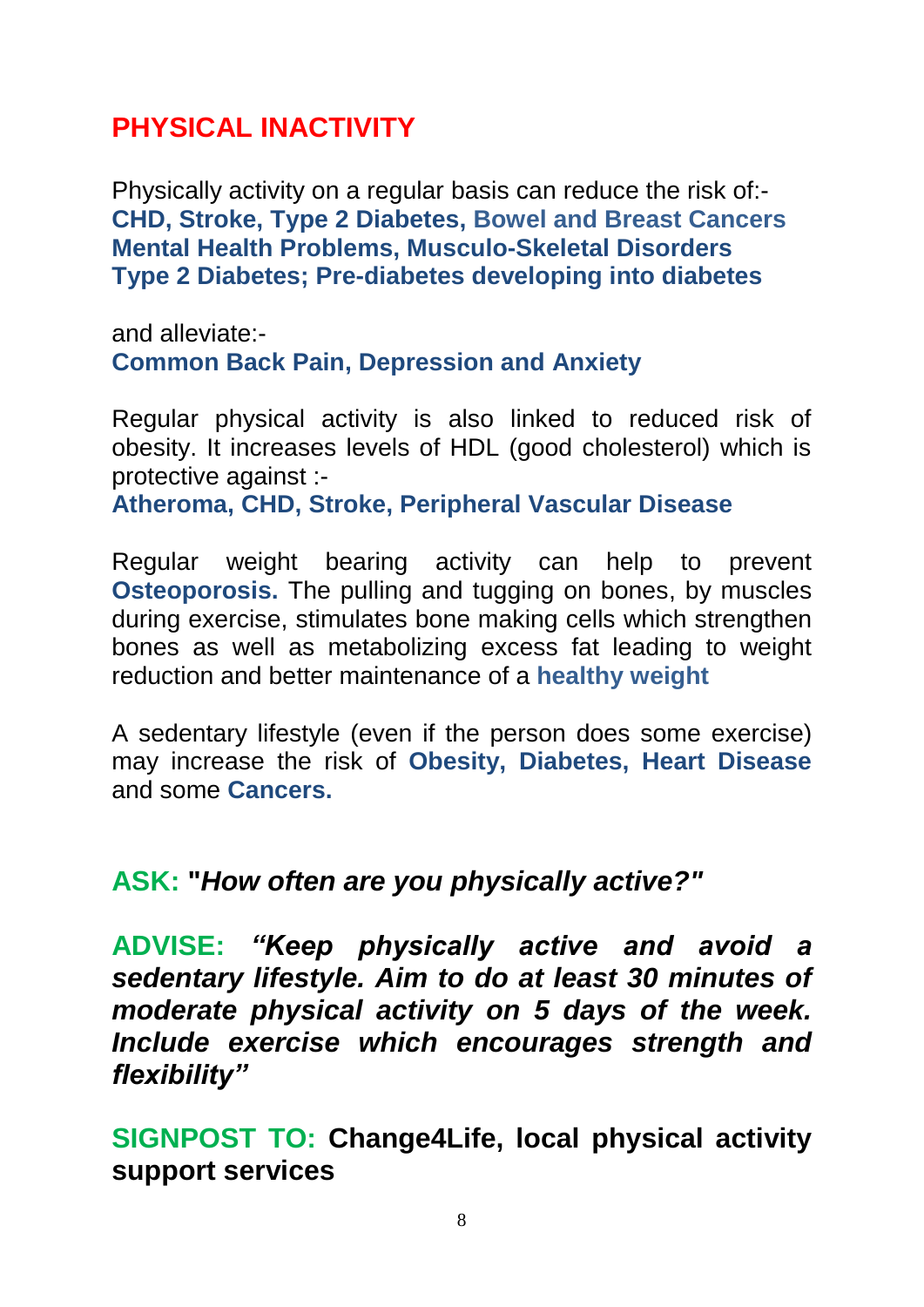# PHYSICAL INACTIVITY

Physically activity on a regular basis can reduce the risk of:-
**CHD, Stroke, Type 2 Diabetes, Bowel and Breast Cancers**
**Mental Health Problems, Musculo-Skeletal Disorders**
**Type 2 Diabetes; Pre-diabetes developing into diabetes**

and alleviate:-
**Common Back Pain, Depression and Anxiety**

Regular physical activity is also linked to reduced risk of obesity. It increases levels of HDL (good cholesterol) which is protective against :-
**Atheroma, CHD, Stroke, Peripheral Vascular Disease**

Regular weight bearing activity can help to prevent **Osteoporosis.** The pulling and tugging on bones, by muscles during exercise, stimulates bone making cells which strengthen bones as well as metabolizing excess fat leading to weight reduction and better maintenance of a **healthy weight**

A sedentary lifestyle (even if the person does some exercise) may increase the risk of **Obesity, Diabetes, Heart Disease** and some **Cancers.**

**ASK: "*How often are you physically active?*"**

**ADVISE: *"Keep physically active and avoid a sedentary lifestyle. Aim to do at least 30 minutes of moderate physical activity on 5 days of the week. Include exercise which encourages strength and flexibility"***

**SIGNPOST TO: Change4Life, local physical activity support services**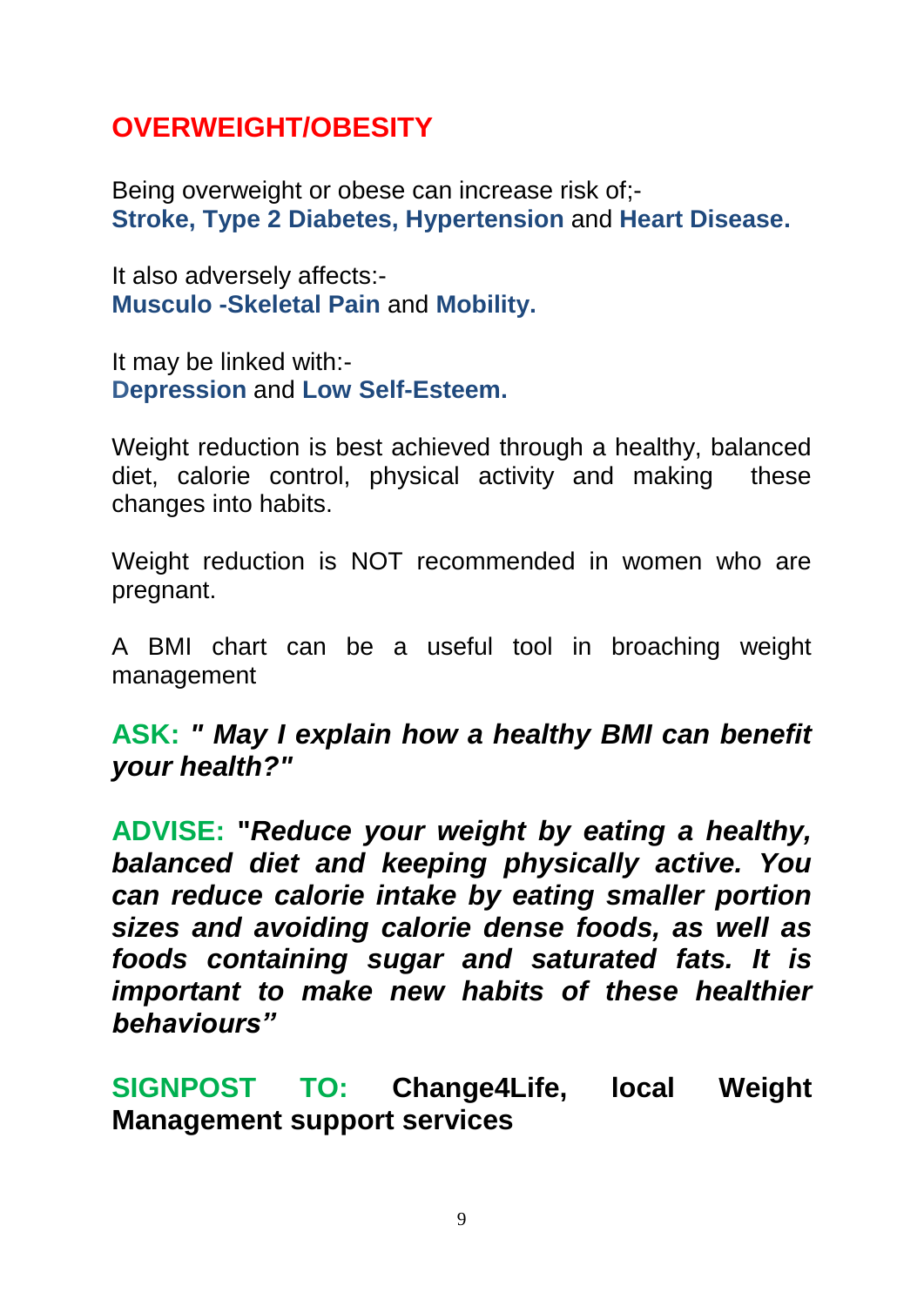## OVERWEIGHT/OBESITY

Being overweight or obese can increase risk of;-
**Stroke, Type 2 Diabetes, Hypertension** and **Heart Disease.**

It also adversely affects:-
**Musculo -Skeletal Pain** and **Mobility.**

It may be linked with:-
**Depression** and **Low Self-Esteem.**

Weight reduction is best achieved through a healthy, balanced diet, calorie control, physical activity and making these changes into habits.

Weight reduction is NOT recommended in women who are pregnant.

A BMI chart can be a useful tool in broaching weight management

**ASK:** ***" May I explain how a healthy BMI can benefit your health?"***

**ADVISE:** **"*Reduce your weight by eating a healthy, balanced diet and keeping physically active. You can reduce calorie intake by eating smaller portion sizes and avoiding calorie dense foods, as well as foods containing sugar and saturated fats. It is important to make new habits of these healthier behaviours"***

**SIGNPOST TO: Change4Life, local Weight Management support services**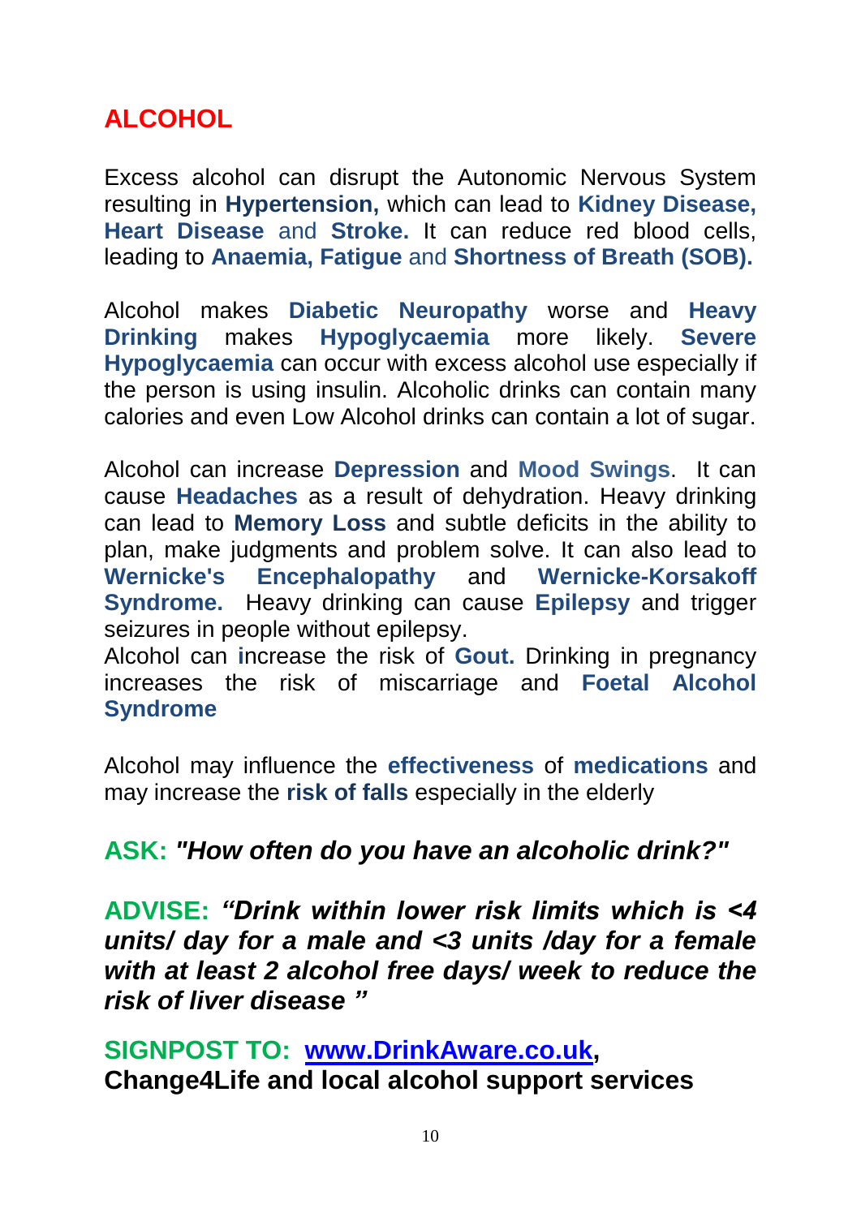# ALCOHOL

Excess alcohol can disrupt the Autonomic Nervous System resulting in **Hypertension,** which can lead to **Kidney Disease, Heart Disease** and **Stroke.** It can reduce red blood cells, leading to **Anaemia, Fatigue** and **Shortness of Breath (SOB).**

Alcohol makes **Diabetic Neuropathy** worse and **Heavy Drinking** makes **Hypoglycaemia** more likely. **Severe Hypoglycaemia** can occur with excess alcohol use especially if the person is using insulin. Alcoholic drinks can contain many calories and even Low Alcohol drinks can contain a lot of sugar.

Alcohol can increase **Depression** and **Mood Swings**. It can cause **Headaches** as a result of dehydration. Heavy drinking can lead to **Memory Loss** and subtle deficits in the ability to plan, make judgments and problem solve. It can also lead to **Wernicke's Encephalopathy** and **Wernicke-Korsakoff Syndrome.** Heavy drinking can cause **Epilepsy** and trigger seizures in people without epilepsy.
Alcohol can increase the risk of **Gout.** Drinking in pregnancy increases the risk of miscarriage and **Foetal Alcohol Syndrome**

Alcohol may influence the **effectiveness** of **medications** and may increase the **risk of falls** especially in the elderly

**ASK:** ***"How often do you have an alcoholic drink?"***

**ADVISE:** ***"Drink within lower risk limits which is <4 units/ day for a male and <3 units /day for a female with at least 2 alcohol free days/ week to reduce the risk of liver disease "***

**SIGNPOST TO: [www.DrinkAware.co.uk](http://www.DrinkAware.co.uk), Change4Life and local alcohol support services**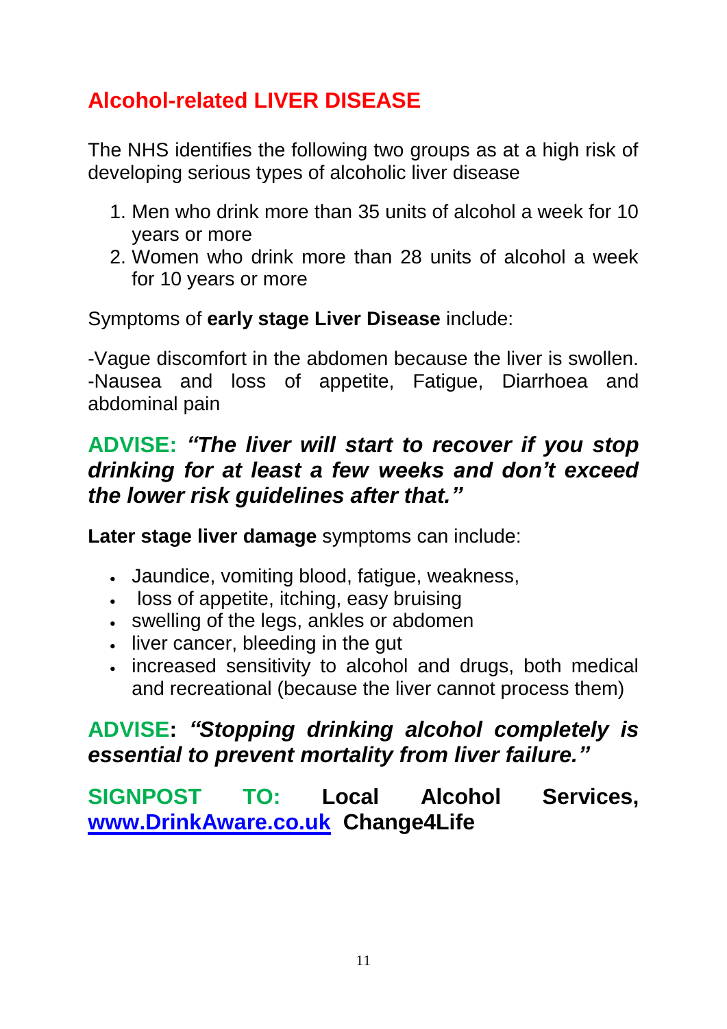## Alcohol-related LIVER DISEASE

The NHS identifies the following two groups as at a high risk of developing serious types of alcoholic liver disease

1. Men who drink more than 35 units of alcohol a week for 10 years or more
2. Women who drink more than 28 units of alcohol a week for 10 years or more

Symptoms of **early stage Liver Disease** include:

-Vague discomfort in the abdomen because the liver is swollen.
-Nausea and loss of appetite, Fatigue, Diarrhoea and abdominal pain

**ADVISE:** ***"The liver will start to recover if you stop drinking for at least a few weeks and don't exceed the lower risk guidelines after that."***

**Later stage liver damage** symptoms can include:

- Jaundice, vomiting blood, fatigue, weakness,
- loss of appetite, itching, easy bruising
- swelling of the legs, ankles or abdomen
- liver cancer, bleeding in the gut
- increased sensitivity to alcohol and drugs, both medical and recreational (because the liver cannot process them)

**ADVISE:** ***"Stopping drinking alcohol completely is essential to prevent mortality from liver failure."***

**SIGNPOST TO: Local Alcohol Services, [www.DrinkAware.co.uk](http://www.DrinkAware.co.uk) Change4Life**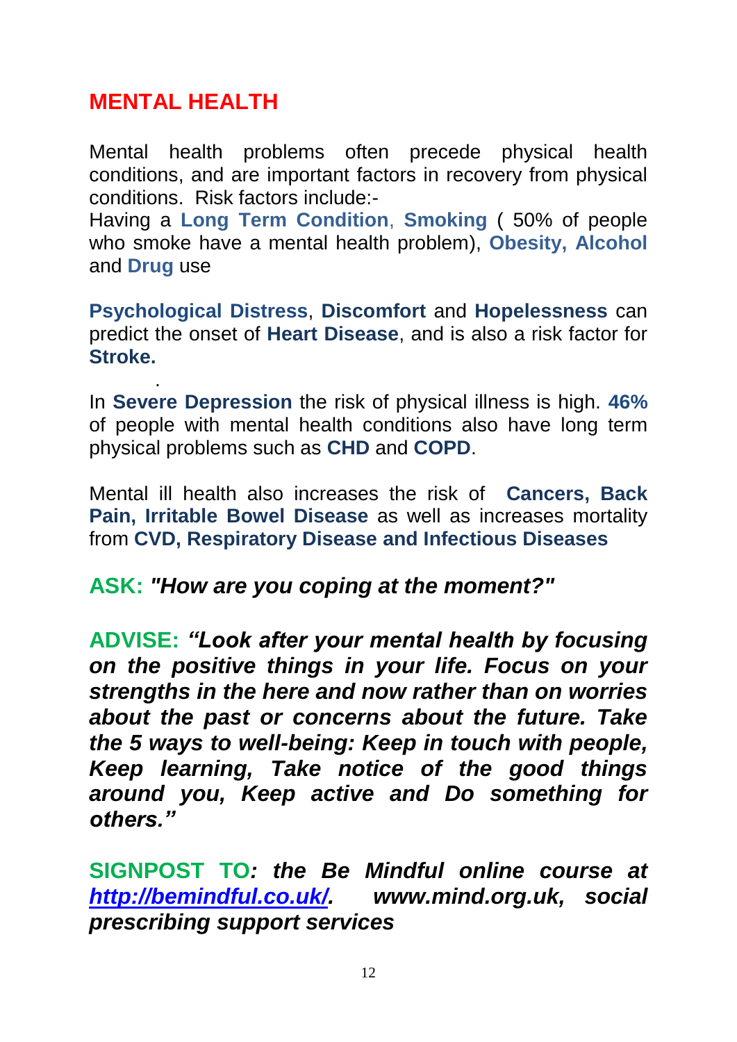# MENTAL HEALTH

Mental health problems often precede physical health conditions, and are important factors in recovery from physical conditions. Risk factors include:-
Having a **Long Term Condition**, **Smoking** ( 50% of people who smoke have a mental health problem), **Obesity, Alcohol** and **Drug** use

**Psychological Distress**, **Discomfort** and **Hopelessness** can predict the onset of **Heart Disease**, and is also a risk factor for **Stroke.**

.

In **Severe Depression** the risk of physical illness is high. **46%** of people with mental health conditions also have long term physical problems such as **CHD** and **COPD**.

Mental ill health also increases the risk of **Cancers, Back Pain, Irritable Bowel Disease** as well as increases mortality from **CVD, Respiratory Disease and Infectious Diseases**

**ASK:** ***"How are you coping at the moment?"***

**ADVISE:** ***"Look after your mental health by focusing on the positive things in your life. Focus on your strengths in the here and now rather than on worries about the past or concerns about the future. Take the 5 ways to well-being: Keep in touch with people, Keep learning, Take notice of the good things around you, Keep active and Do something for others."***

**SIGNPOST TO***: the Be Mindful online course at [http://bemindful.co.uk/](http://bemindful.co.uk/). www.mind.org.uk, social prescribing support services*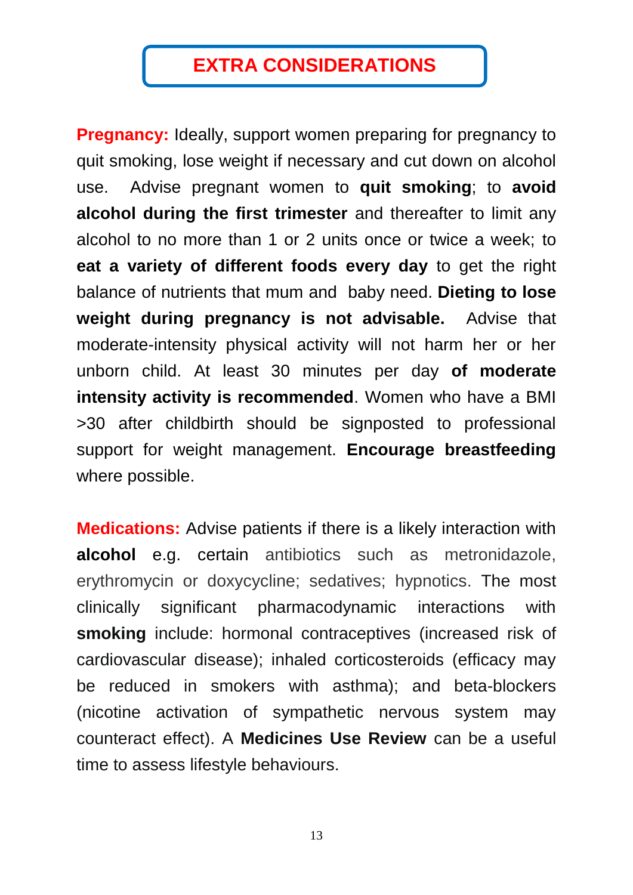# EXTRA CONSIDERATIONS

**Pregnancy:** Ideally, support women preparing for pregnancy to quit smoking, lose weight if necessary and cut down on alcohol use. Advise pregnant women to **quit smoking**; to **avoid alcohol during the first trimester** and thereafter to limit any alcohol to no more than 1 or 2 units once or twice a week; to **eat a variety of different foods every day** to get the right balance of nutrients that mum and baby need. **Dieting to lose weight during pregnancy is not advisable.** Advise that moderate-intensity physical activity will not harm her or her unborn child. At least 30 minutes per day **of moderate intensity activity is recommended**. Women who have a BMI >30 after childbirth should be signposted to professional support for weight management. **Encourage breastfeeding** where possible.

**Medications:** Advise patients if there is a likely interaction with **alcohol** e.g. certain antibiotics such as metronidazole, erythromycin or doxycycline; sedatives; hypnotics. The most clinically significant pharmacodynamic interactions with **smoking** include: hormonal contraceptives (increased risk of cardiovascular disease); inhaled corticosteroids (efficacy may be reduced in smokers with asthma); and beta-blockers (nicotine activation of sympathetic nervous system may counteract effect). A **Medicines Use Review** can be a useful time to assess lifestyle behaviours.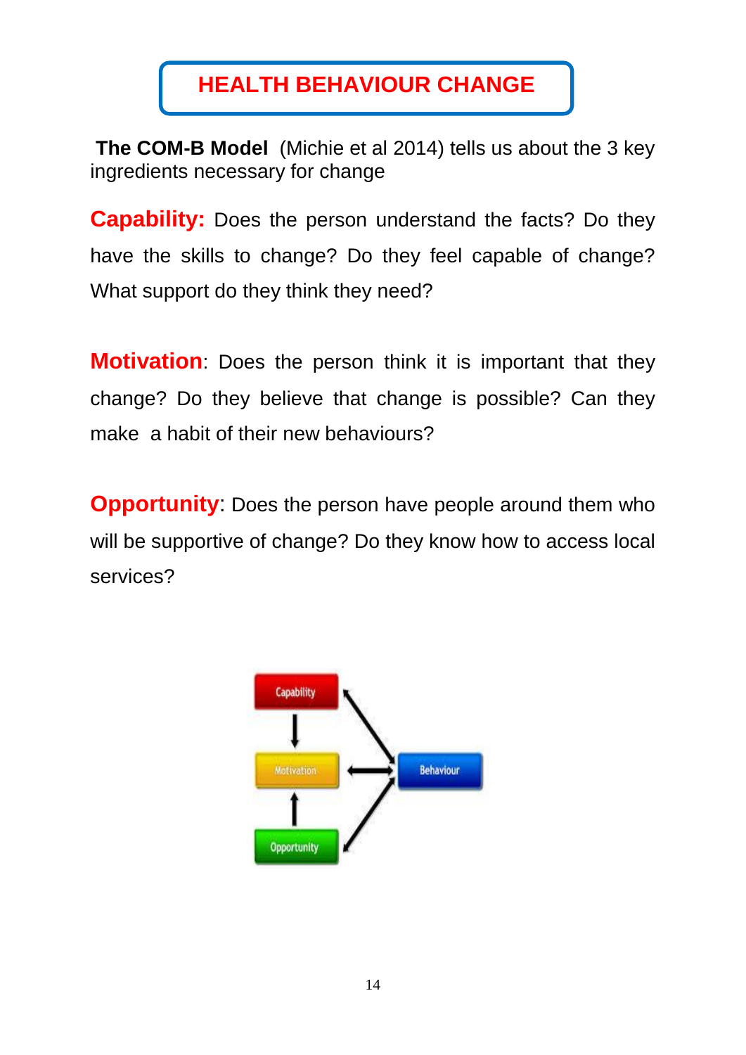# HEALTH BEHAVIOUR CHANGE

**The COM-B Model** (Michie et al 2014) tells us about the 3 key ingredients necessary for change

**Capability:** Does the person understand the facts? Do they have the skills to change? Do they feel capable of change? What support do they think they need?

**Motivation**: Does the person think it is important that they change? Do they believe that change is possible? Can they make a habit of their new behaviours?

**Opportunity**: Does the person have people around them who will be supportive of change? Do they know how to access local services?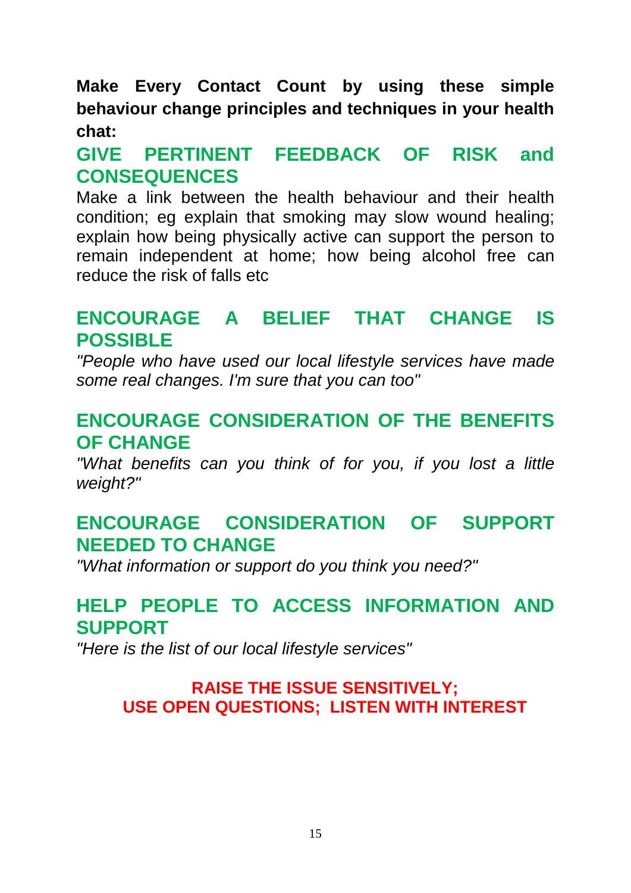**Make Every Contact Count by using these simple behaviour change principles and techniques in your health chat:**

## GIVE PERTINENT FEEDBACK OF RISK and CONSEQUENCES

Make a link between the health behaviour and their health condition; eg explain that smoking may slow wound healing; explain how being physically active can support the person to remain independent at home; how being alcohol free can reduce the risk of falls etc

## ENCOURAGE A BELIEF THAT CHANGE IS POSSIBLE

*"People who have used our local lifestyle services have made some real changes. I'm sure that you can too"*

## ENCOURAGE CONSIDERATION OF THE BENEFITS OF CHANGE

*"What benefits can you think of for you, if you lost a little weight?"*

## ENCOURAGE CONSIDERATION OF SUPPORT NEEDED TO CHANGE

*"What information or support do you think you need?"*

## HELP PEOPLE TO ACCESS INFORMATION AND SUPPORT

*"Here is the list of our local lifestyle services"*

**RAISE THE ISSUE SENSITIVELY;**
**USE OPEN QUESTIONS; LISTEN WITH INTEREST**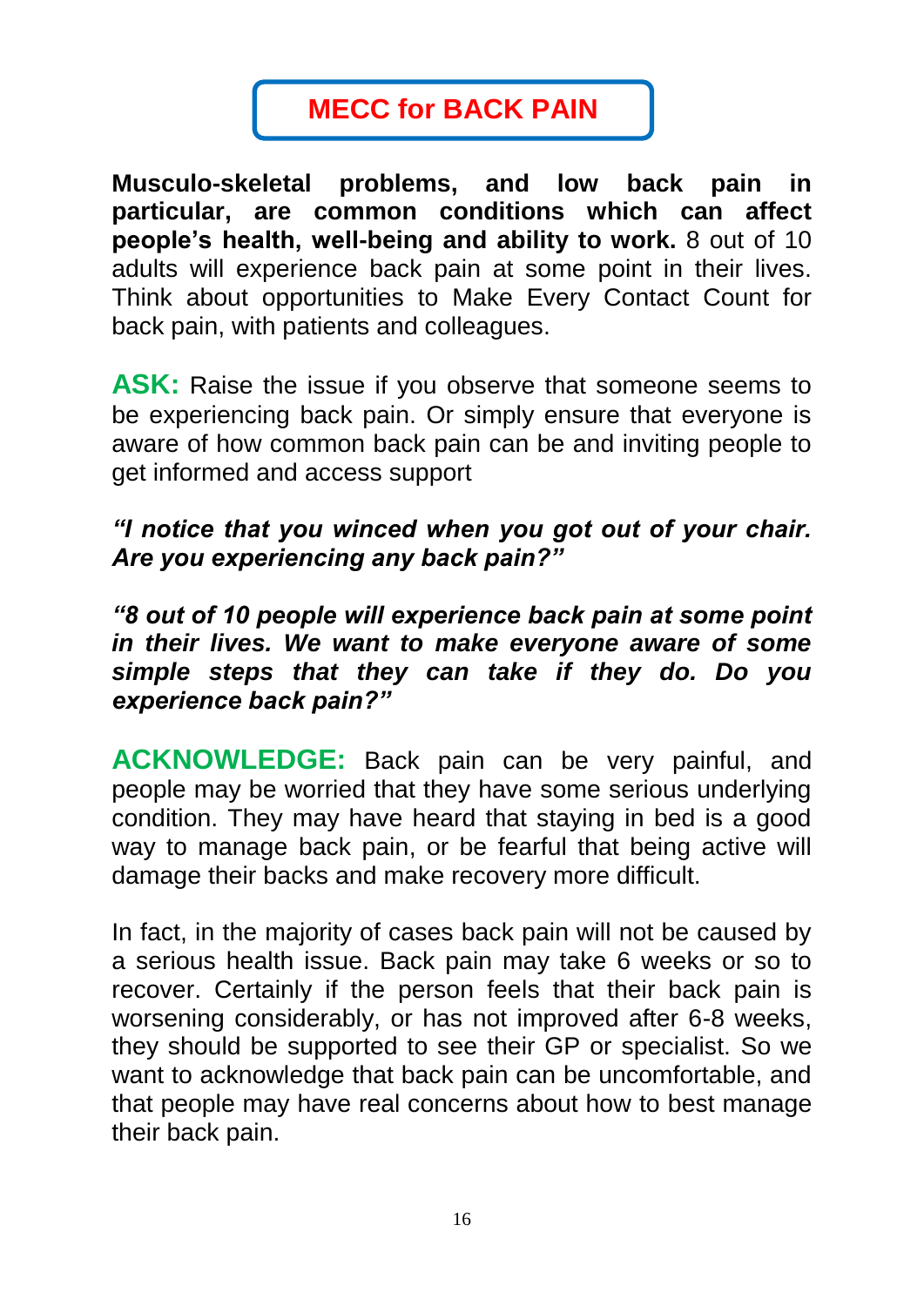# MECC for BACK PAIN

**Musculo-skeletal problems, and low back pain in particular, are common conditions which can affect people's health, well-being and ability to work.** 8 out of 10 adults will experience back pain at some point in their lives. Think about opportunities to Make Every Contact Count for back pain, with patients and colleagues.

**ASK:** Raise the issue if you observe that someone seems to be experiencing back pain. Or simply ensure that everyone is aware of how common back pain can be and inviting people to get informed and access support

***"I notice that you winced when you got out of your chair. Are you experiencing any back pain?"***

***"8 out of 10 people will experience back pain at some point in their lives. We want to make everyone aware of some simple steps that they can take if they do. Do you experience back pain?"***

**ACKNOWLEDGE:** Back pain can be very painful, and people may be worried that they have some serious underlying condition. They may have heard that staying in bed is a good way to manage back pain, or be fearful that being active will damage their backs and make recovery more difficult.

In fact, in the majority of cases back pain will not be caused by a serious health issue. Back pain may take 6 weeks or so to recover. Certainly if the person feels that their back pain is worsening considerably, or has not improved after 6-8 weeks, they should be supported to see their GP or specialist. So we want to acknowledge that back pain can be uncomfortable, and that people may have real concerns about how to best manage their back pain.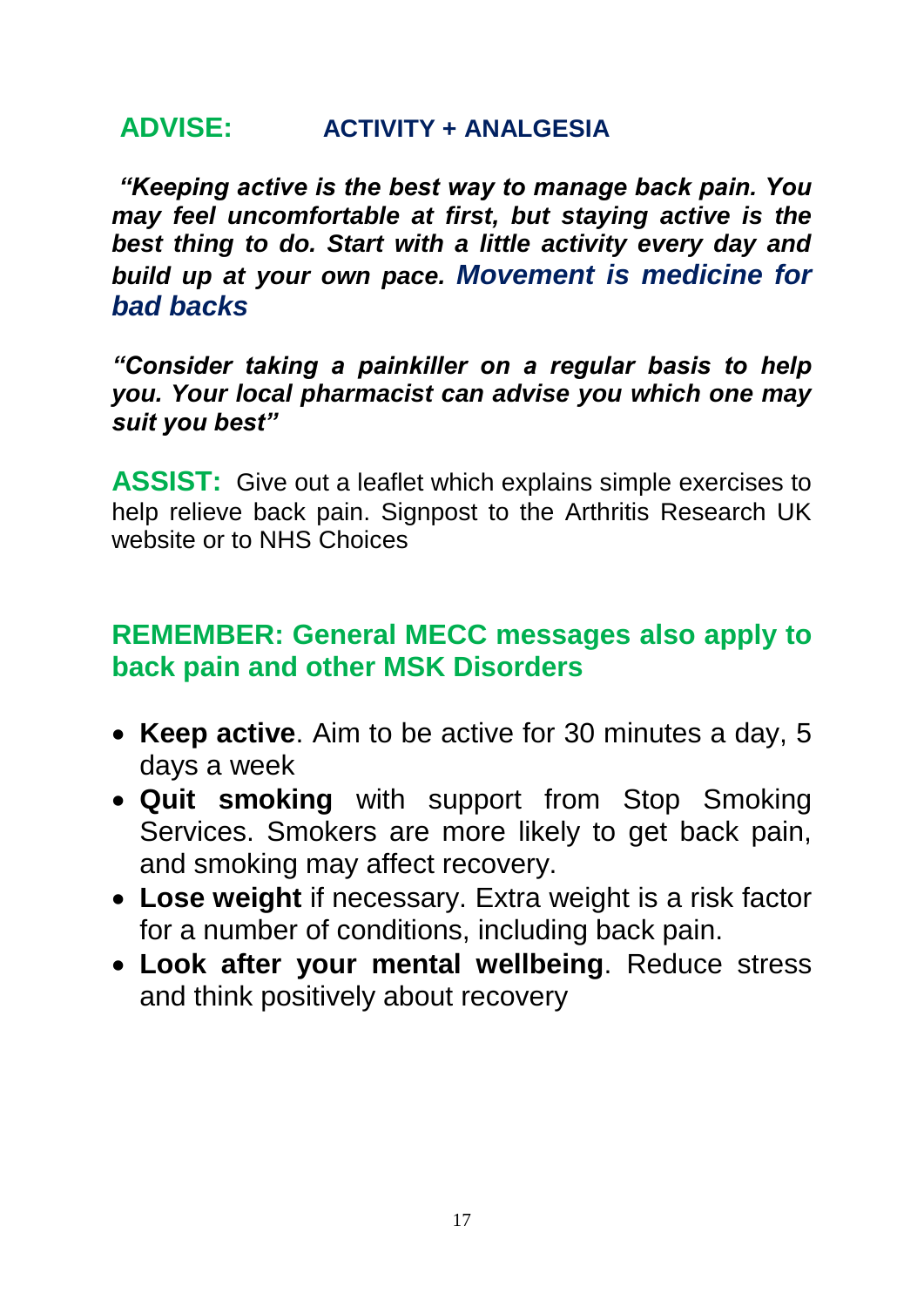**ADVISE:** **ACTIVITY + ANALGESIA**

***"Keeping active is the best way to manage back pain. You may feel uncomfortable at first, but staying active is the best thing to do. Start with a little activity every day and build up at your own pace. Movement is medicine for bad backs***

***"Consider taking a painkiller on a regular basis to help you. Your local pharmacist can advise you which one may suit you best"***

**ASSIST:** Give out a leaflet which explains simple exercises to help relieve back pain. Signpost to the Arthritis Research UK website or to NHS Choices

**REMEMBER: General MECC messages also apply to back pain and other MSK Disorders**

- **Keep active**. Aim to be active for 30 minutes a day, 5 days a week
- **Quit smoking** with support from Stop Smoking Services. Smokers are more likely to get back pain, and smoking may affect recovery.
- **Lose weight** if necessary. Extra weight is a risk factor for a number of conditions, including back pain.
- **Look after your mental wellbeing**. Reduce stress and think positively about recovery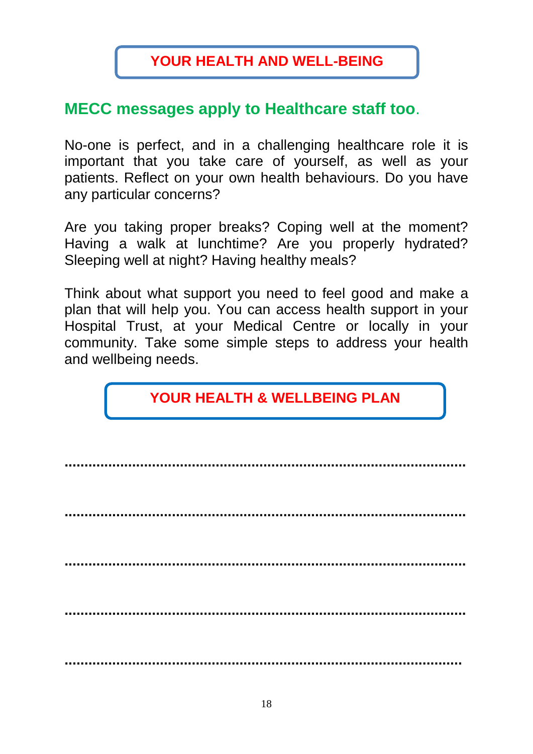## YOUR HEALTH AND WELL-BEING

### MECC messages apply to Healthcare staff too.

No-one is perfect, and in a challenging healthcare role it is important that you take care of yourself, as well as your patients. Reflect on your own health behaviours. Do you have any particular concerns?

Are you taking proper breaks? Coping well at the moment? Having a walk at lunchtime? Are you properly hydrated? Sleeping well at night? Having healthy meals?

Think about what support you need to feel good and make a plan that will help you. You can access health support in your Hospital Trust, at your Medical Centre or locally in your community. Take some simple steps to address your health and wellbeing needs.

## YOUR HEALTH & WELLBEING PLAN

..........................................................................................

..........................................................................................

..........................................................................................

..........................................................................................

..........................................................................................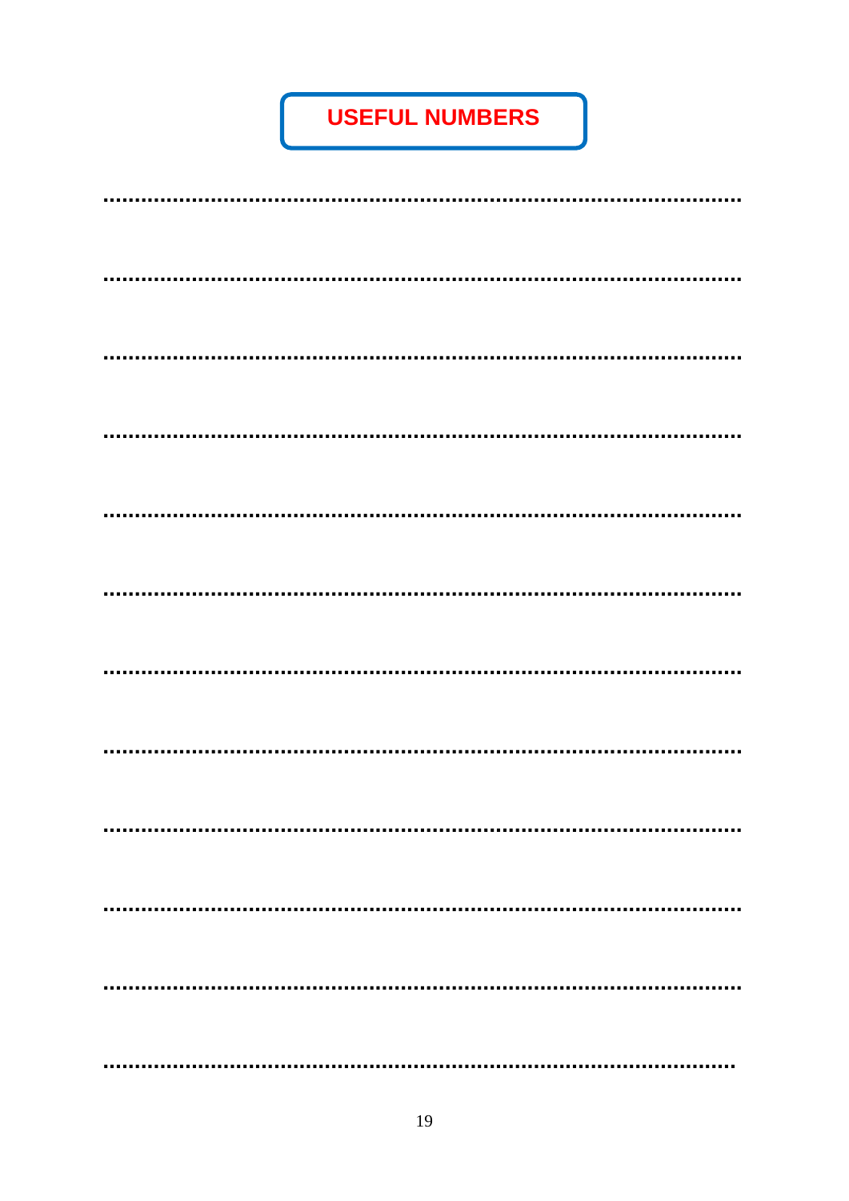# USEFUL NUMBERS

..........................................................................................................

..........................................................................................................

..........................................................................................................

..........................................................................................................

..........................................................................................................

..........................................................................................................

..........................................................................................................

..........................................................................................................

..........................................................................................................

..........................................................................................................

..........................................................................................................

.........................................................................................................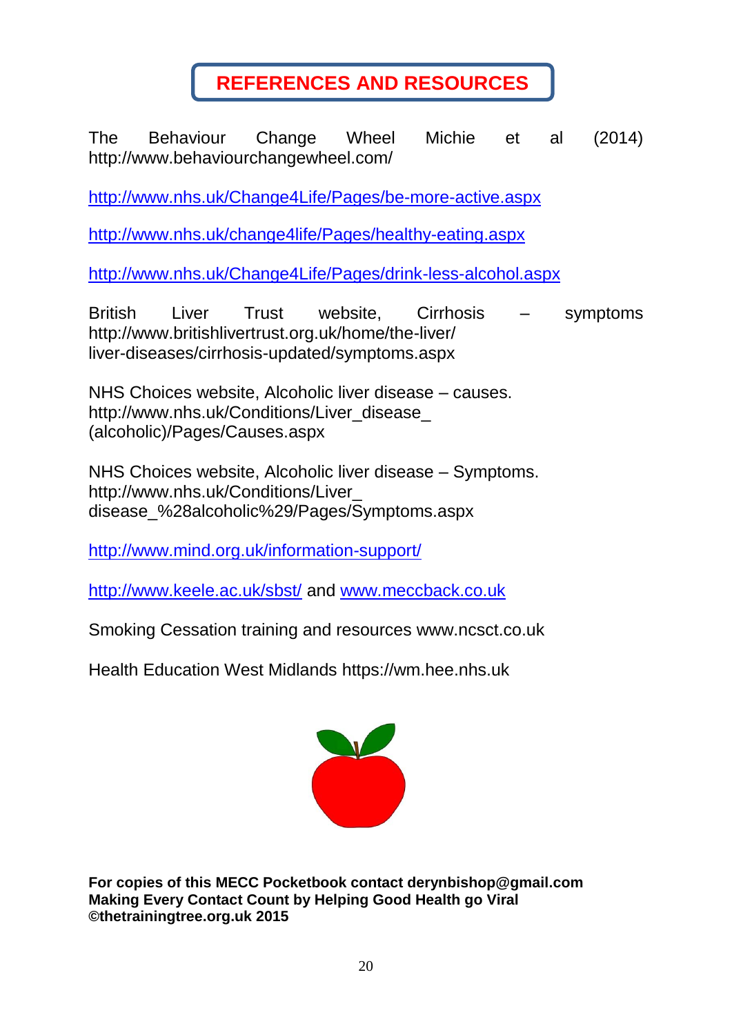## REFERENCES AND RESOURCES

The Behaviour Change Wheel Michie et al (2014) http://www.behaviourchangewheel.com/

http://www.nhs.uk/Change4Life/Pages/be-more-active.aspx

http://www.nhs.uk/change4life/Pages/healthy-eating.aspx

http://www.nhs.uk/Change4Life/Pages/drink-less-alcohol.aspx

British Liver Trust website, Cirrhosis – symptoms http://www.britishlivertrust.org.uk/home/the-liver/liver-diseases/cirrhosis-updated/symptoms.aspx

NHS Choices website, Alcoholic liver disease – causes. http://www.nhs.uk/Conditions/Liver_disease_(alcoholic)/Pages/Causes.aspx

NHS Choices website, Alcoholic liver disease – Symptoms. http://www.nhs.uk/Conditions/Liver_disease_%28alcoholic%29/Pages/Symptoms.aspx

http://www.mind.org.uk/information-support/

http://www.keele.ac.uk/sbst/ and www.meccback.co.uk

Smoking Cessation training and resources www.ncsct.co.uk

Health Education West Midlands https://wm.hee.nhs.uk

**For copies of this MECC Pocketbook contact derynbishop@gmail.com**
**Making Every Contact Count by Helping Good Health go Viral**
**©thetrainingtree.org.uk 2015**